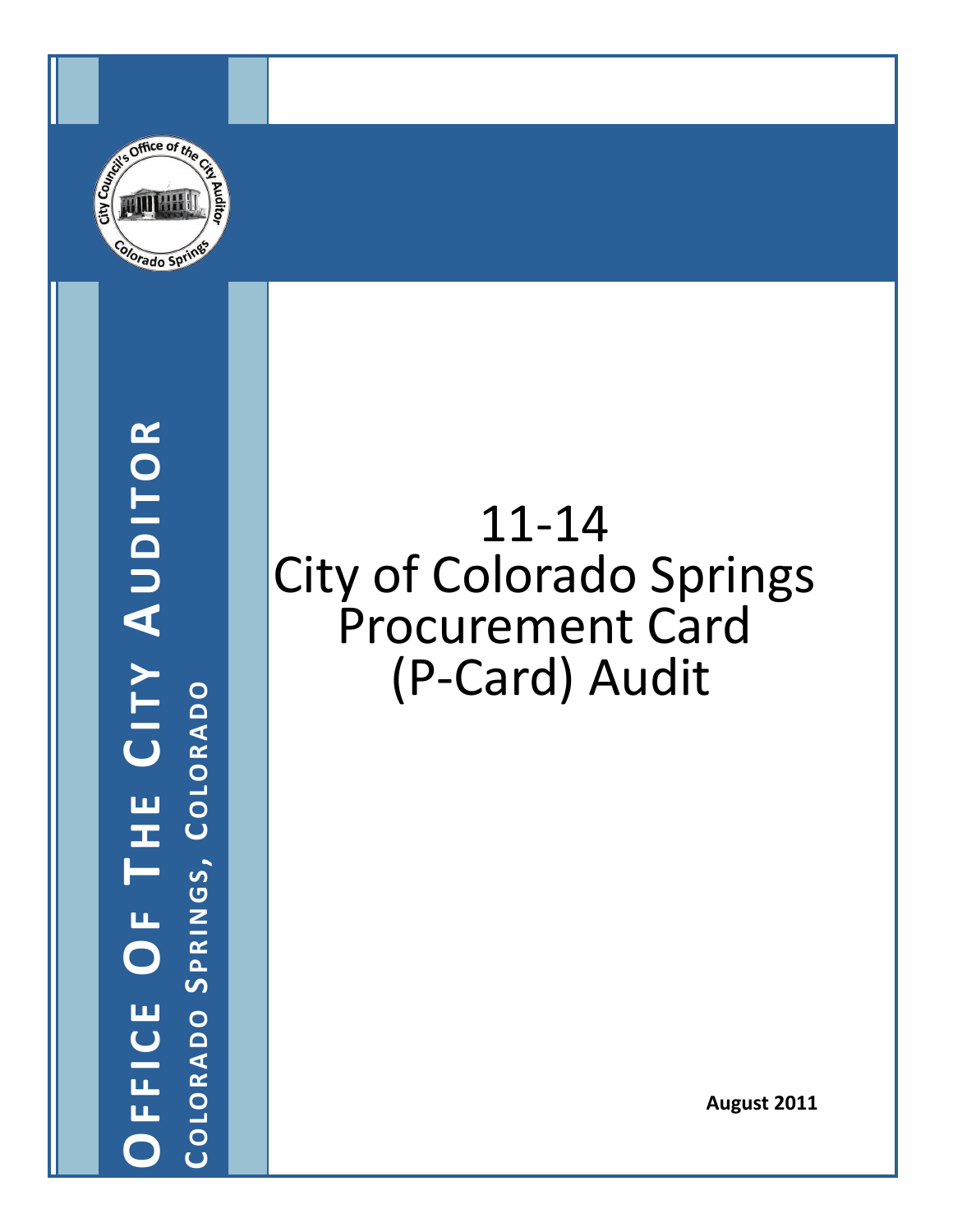**Office Of The City Auditor**

**Colorado Springs, Colorado**

# 11-14
# City of Colorado Springs Procurement Card (P-Card) Audit

**August 2011**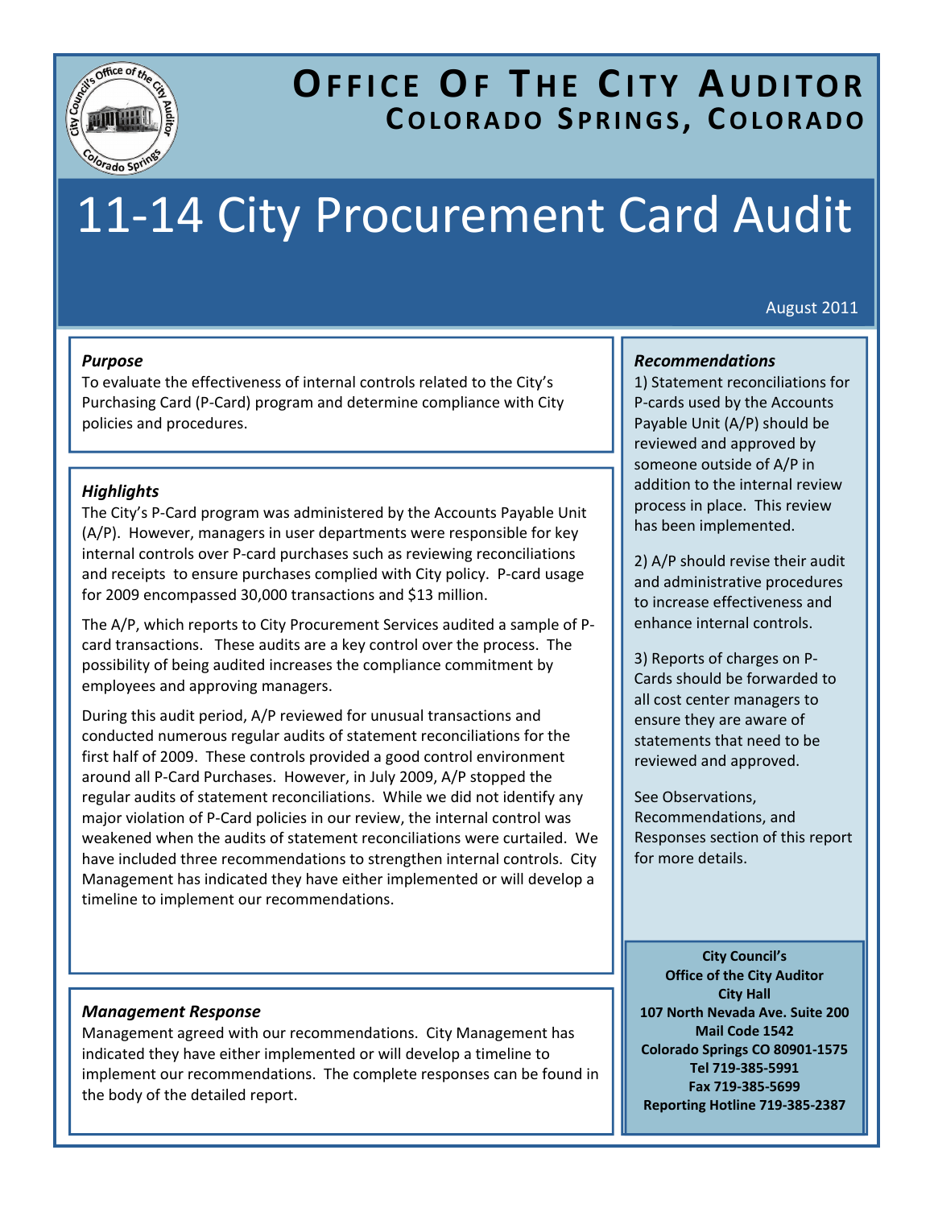# OFFICE OF THE CITY AUDITOR

## COLORADO SPRINGS, COLORADO

# 11-14 City Procurement Card Audit

August 2011

### *Purpose*

To evaluate the effectiveness of internal controls related to the City's Purchasing Card (P-Card) program and determine compliance with City policies and procedures.

### *Highlights*

The City's P-Card program was administered by the Accounts Payable Unit (A/P). However, managers in user departments were responsible for key internal controls over P-card purchases such as reviewing reconciliations and receipts to ensure purchases complied with City policy. P-card usage for 2009 encompassed 30,000 transactions and $13 million.

The A/P, which reports to City Procurement Services audited a sample of P-card transactions. These audits are a key control over the process. The possibility of being audited increases the compliance commitment by employees and approving managers.

During this audit period, A/P reviewed for unusual transactions and conducted numerous regular audits of statement reconciliations for the first half of 2009. These controls provided a good control environment around all P-Card Purchases. However, in July 2009, A/P stopped the regular audits of statement reconciliations. While we did not identify any major violation of P-Card policies in our review, the internal control was weakened when the audits of statement reconciliations were curtailed. We have included three recommendations to strengthen internal controls. City Management has indicated they have either implemented or will develop a timeline to implement our recommendations.

### *Management Response*

Management agreed with our recommendations. City Management has indicated they have either implemented or will develop a timeline to implement our recommendations. The complete responses can be found in the body of the detailed report.

### *Recommendations*

1) Statement reconciliations for P-cards used by the Accounts Payable Unit (A/P) should be reviewed and approved by someone outside of A/P in addition to the internal review process in place. This review has been implemented.

2) A/P should revise their audit and administrative procedures to increase effectiveness and enhance internal controls.

3) Reports of charges on P-Cards should be forwarded to all cost center managers to ensure they are aware of statements that need to be reviewed and approved.

See Observations, Recommendations, and Responses section of this report for more details.

**City Council's**
**Office of the City Auditor**
**City Hall**
**107 North Nevada Ave. Suite 200**
**Mail Code 1542**
**Colorado Springs CO 80901-1575**
**Tel 719-385-5991**
**Fax 719-385-5699**
**Reporting Hotline 719-385-2387**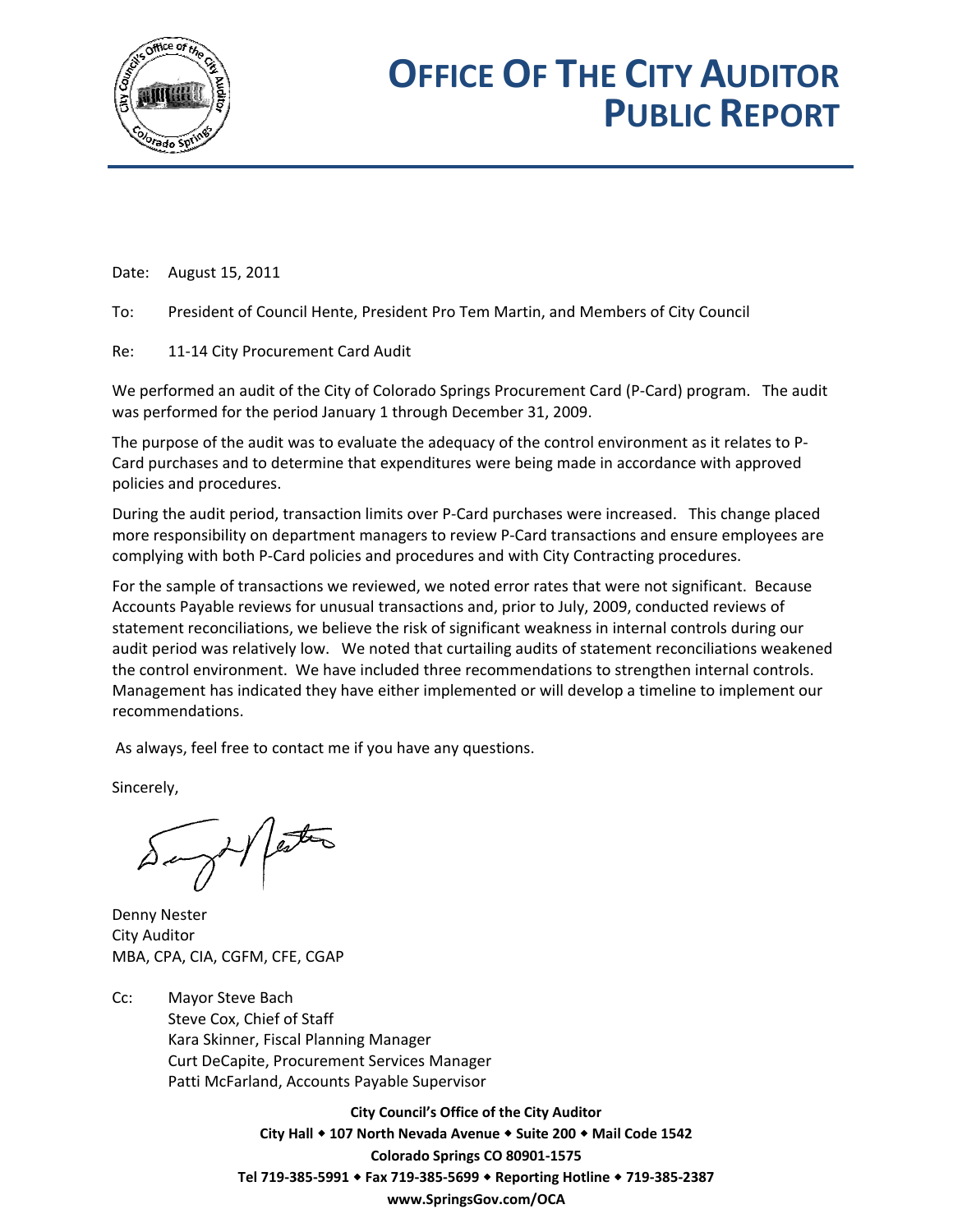# OFFICE OF THE CITY AUDITOR PUBLIC REPORT

Date: August 15, 2011

To: President of Council Hente, President Pro Tem Martin, and Members of City Council

Re: 11-14 City Procurement Card Audit

We performed an audit of the City of Colorado Springs Procurement Card (P-Card) program. The audit was performed for the period January 1 through December 31, 2009.

The purpose of the audit was to evaluate the adequacy of the control environment as it relates to P-Card purchases and to determine that expenditures were being made in accordance with approved policies and procedures.

During the audit period, transaction limits over P-Card purchases were increased. This change placed more responsibility on department managers to review P-Card transactions and ensure employees are complying with both P-Card policies and procedures and with City Contracting procedures.

For the sample of transactions we reviewed, we noted error rates that were not significant. Because Accounts Payable reviews for unusual transactions and, prior to July, 2009, conducted reviews of statement reconciliations, we believe the risk of significant weakness in internal controls during our audit period was relatively low. We noted that curtailing audits of statement reconciliations weakened the control environment. We have included three recommendations to strengthen internal controls. Management has indicated they have either implemented or will develop a timeline to implement our recommendations.

As always, feel free to contact me if you have any questions.

Sincerely,

Denny Nester
City Auditor
MBA, CPA, CIA, CGFM, CFE, CGAP

Cc: Mayor Steve Bach
Steve Cox, Chief of Staff
Kara Skinner, Fiscal Planning Manager
Curt DeCapite, Procurement Services Manager
Patti McFarland, Accounts Payable Supervisor

**City Council's Office of the City Auditor**
**City Hall ◆ 107 North Nevada Avenue ◆ Suite 200 ◆ Mail Code 1542**
**Colorado Springs CO 80901-1575**
**Tel 719-385-5991 ◆ Fax 719-385-5699 ◆ Reporting Hotline ◆ 719-385-2387**
**www.SpringsGov.com/OCA**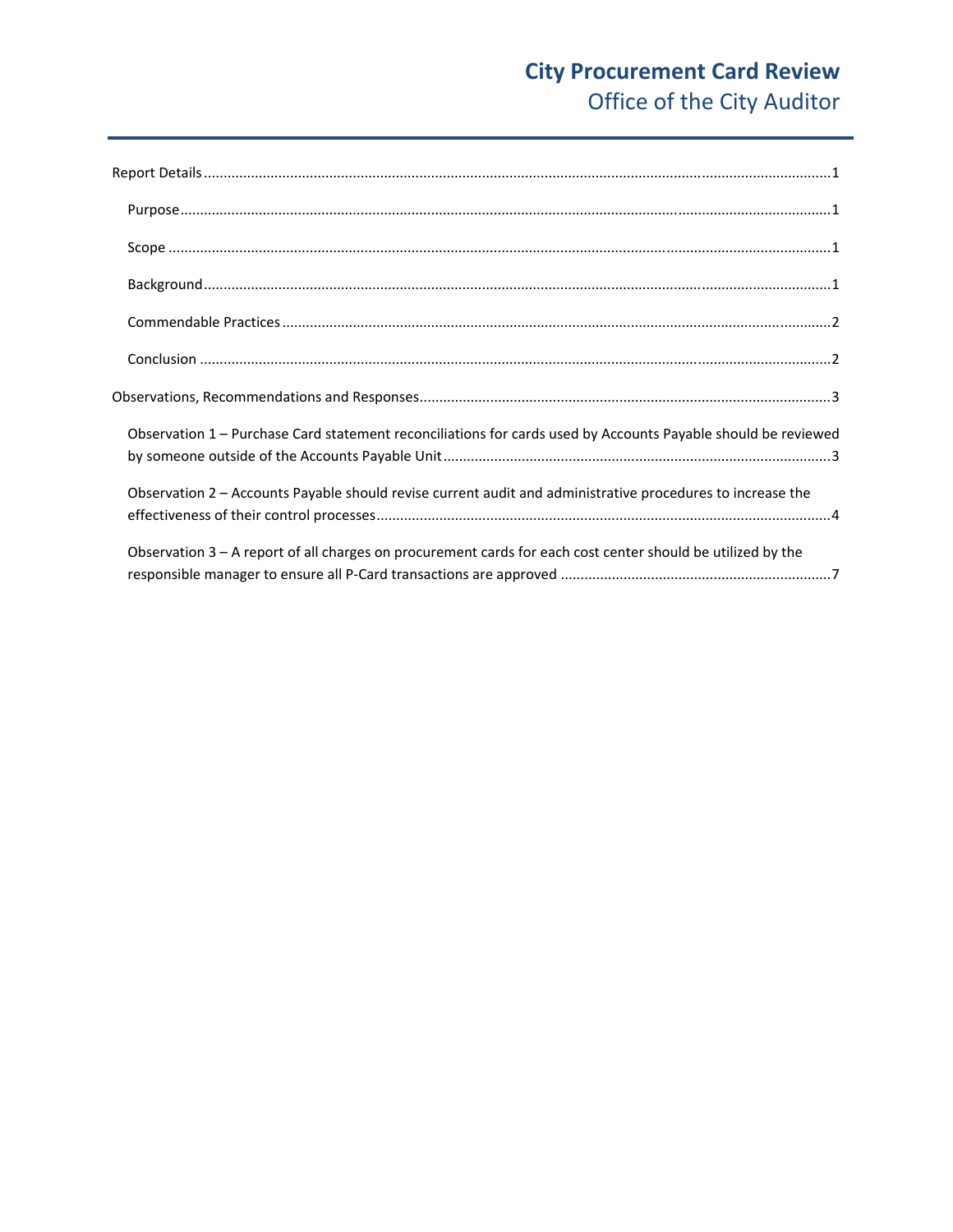# City Procurement Card Review

## Office of the City Auditor

- Report Details ........................................................................................................................................ 1
  - Purpose ............................................................................................................................................. 1
  - Scope ................................................................................................................................................ 1
  - Background ....................................................................................................................................... 1
  - Commendable Practices ..................................................................................................................... 2
  - Conclusion ......................................................................................................................................... 2
- Observations, Recommendations and Responses ....................................................................................... 3
  - Observation 1 – Purchase Card statement reconciliations for cards used by Accounts Payable should be reviewed by someone outside of the Accounts Payable Unit ................................................................................................. 3
  - Observation 2 – Accounts Payable should revise current audit and administrative procedures to increase the effectiveness of their control processes ................................................................................................ 4
  - Observation 3 – A report of all charges on procurement cards for each cost center should be utilized by the responsible manager to ensure all P-Card transactions are approved ................................................................... 7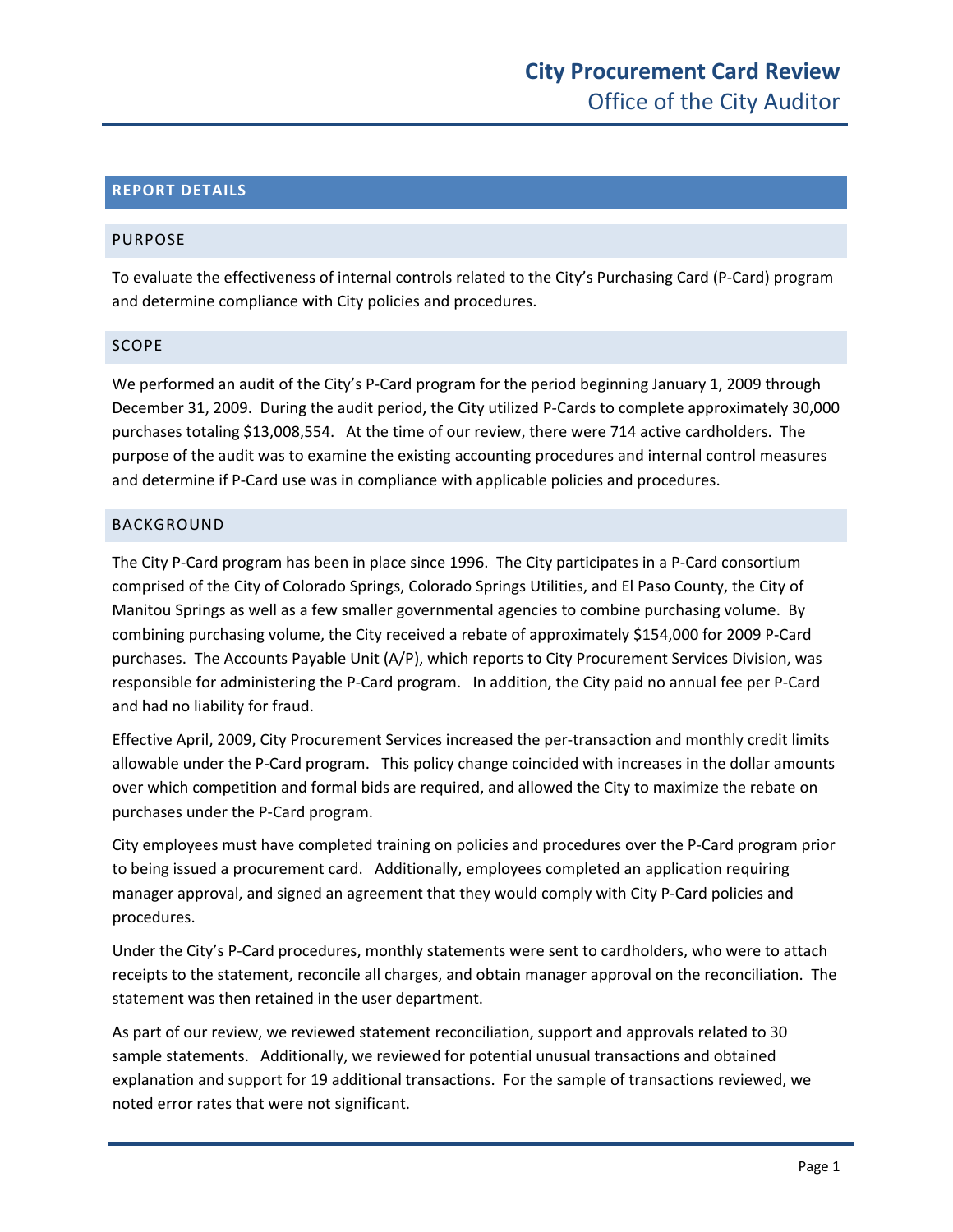# City Procurement Card Review

## Office of the City Auditor

### REPORT DETAILS

#### PURPOSE

To evaluate the effectiveness of internal controls related to the City's Purchasing Card (P-Card) program and determine compliance with City policies and procedures.

#### SCOPE

We performed an audit of the City's P-Card program for the period beginning January 1, 2009 through December 31, 2009. During the audit period, the City utilized P-Cards to complete approximately 30,000 purchases totaling $13,008,554. At the time of our review, there were 714 active cardholders. The purpose of the audit was to examine the existing accounting procedures and internal control measures and determine if P-Card use was in compliance with applicable policies and procedures.

#### BACKGROUND

The City P-Card program has been in place since 1996. The City participates in a P-Card consortium comprised of the City of Colorado Springs, Colorado Springs Utilities, and El Paso County, the City of Manitou Springs as well as a few smaller governmental agencies to combine purchasing volume. By combining purchasing volume, the City received a rebate of approximately $154,000 for 2009 P-Card purchases. The Accounts Payable Unit (A/P), which reports to City Procurement Services Division, was responsible for administering the P-Card program. In addition, the City paid no annual fee per P-Card and had no liability for fraud.

Effective April, 2009, City Procurement Services increased the per-transaction and monthly credit limits allowable under the P-Card program. This policy change coincided with increases in the dollar amounts over which competition and formal bids are required, and allowed the City to maximize the rebate on purchases under the P-Card program.

City employees must have completed training on policies and procedures over the P-Card program prior to being issued a procurement card. Additionally, employees completed an application requiring manager approval, and signed an agreement that they would comply with City P-Card policies and procedures.

Under the City's P-Card procedures, monthly statements were sent to cardholders, who were to attach receipts to the statement, reconcile all charges, and obtain manager approval on the reconciliation. The statement was then retained in the user department.

As part of our review, we reviewed statement reconciliation, support and approvals related to 30 sample statements. Additionally, we reviewed for potential unusual transactions and obtained explanation and support for 19 additional transactions. For the sample of transactions reviewed, we noted error rates that were not significant.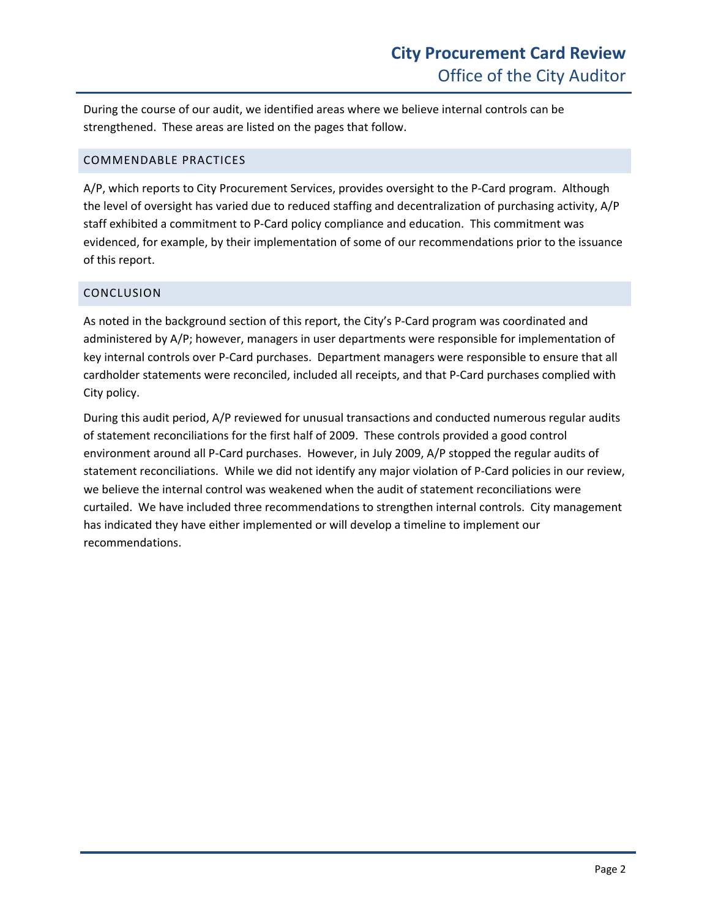During the course of our audit, we identified areas where we believe internal controls can be strengthened. These areas are listed on the pages that follow.

## COMMENDABLE PRACTICES

A/P, which reports to City Procurement Services, provides oversight to the P-Card program. Although the level of oversight has varied due to reduced staffing and decentralization of purchasing activity, A/P staff exhibited a commitment to P-Card policy compliance and education. This commitment was evidenced, for example, by their implementation of some of our recommendations prior to the issuance of this report.

## CONCLUSION

As noted in the background section of this report, the City's P-Card program was coordinated and administered by A/P; however, managers in user departments were responsible for implementation of key internal controls over P-Card purchases. Department managers were responsible to ensure that all cardholder statements were reconciled, included all receipts, and that P-Card purchases complied with City policy.

During this audit period, A/P reviewed for unusual transactions and conducted numerous regular audits of statement reconciliations for the first half of 2009. These controls provided a good control environment around all P-Card purchases. However, in July 2009, A/P stopped the regular audits of statement reconciliations. While we did not identify any major violation of P-Card policies in our review, we believe the internal control was weakened when the audit of statement reconciliations were curtailed. We have included three recommendations to strengthen internal controls. City management has indicated they have either implemented or will develop a timeline to implement our recommendations.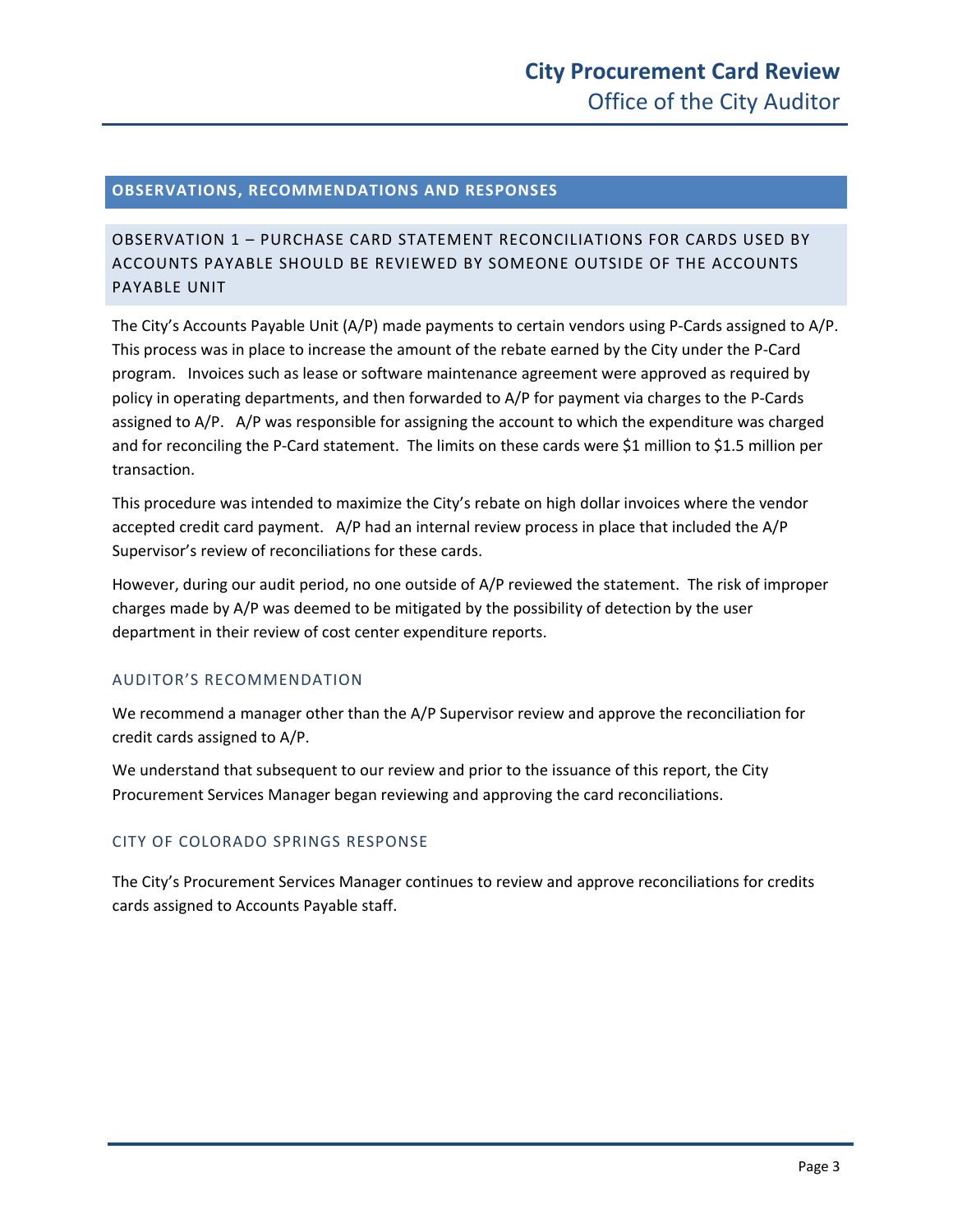## OBSERVATIONS, RECOMMENDATIONS AND RESPONSES

### OBSERVATION 1 – PURCHASE CARD STATEMENT RECONCILIATIONS FOR CARDS USED BY ACCOUNTS PAYABLE SHOULD BE REVIEWED BY SOMEONE OUTSIDE OF THE ACCOUNTS PAYABLE UNIT

The City's Accounts Payable Unit (A/P) made payments to certain vendors using P-Cards assigned to A/P. This process was in place to increase the amount of the rebate earned by the City under the P-Card program. Invoices such as lease or software maintenance agreement were approved as required by policy in operating departments, and then forwarded to A/P for payment via charges to the P-Cards assigned to A/P. A/P was responsible for assigning the account to which the expenditure was charged and for reconciling the P-Card statement. The limits on these cards were $1 million to $1.5 million per transaction.

This procedure was intended to maximize the City's rebate on high dollar invoices where the vendor accepted credit card payment. A/P had an internal review process in place that included the A/P Supervisor's review of reconciliations for these cards.

However, during our audit period, no one outside of A/P reviewed the statement. The risk of improper charges made by A/P was deemed to be mitigated by the possibility of detection by the user department in their review of cost center expenditure reports.

#### AUDITOR'S RECOMMENDATION

We recommend a manager other than the A/P Supervisor review and approve the reconciliation for credit cards assigned to A/P.

We understand that subsequent to our review and prior to the issuance of this report, the City Procurement Services Manager began reviewing and approving the card reconciliations.

#### CITY OF COLORADO SPRINGS RESPONSE

The City's Procurement Services Manager continues to review and approve reconciliations for credits cards assigned to Accounts Payable staff.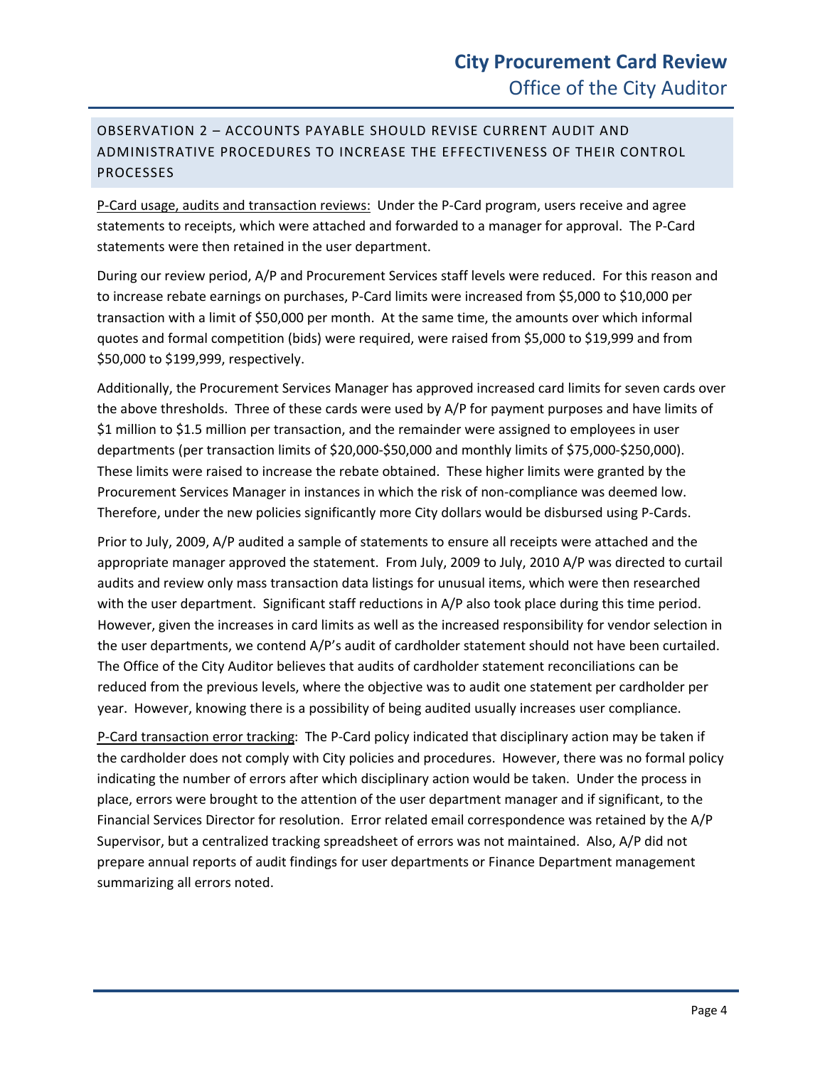## OBSERVATION 2 – ACCOUNTS PAYABLE SHOULD REVISE CURRENT AUDIT AND ADMINISTRATIVE PROCEDURES TO INCREASE THE EFFECTIVENESS OF THEIR CONTROL PROCESSES

P-Card usage, audits and transaction reviews: Under the P-Card program, users receive and agree statements to receipts, which were attached and forwarded to a manager for approval. The P-Card statements were then retained in the user department.

During our review period, A/P and Procurement Services staff levels were reduced. For this reason and to increase rebate earnings on purchases, P-Card limits were increased from $5,000 to $10,000 per transaction with a limit of $50,000 per month. At the same time, the amounts over which informal quotes and formal competition (bids) were required, were raised from $5,000 to $19,999 and from $50,000 to $199,999, respectively.

Additionally, the Procurement Services Manager has approved increased card limits for seven cards over the above thresholds. Three of these cards were used by A/P for payment purposes and have limits of $1 million to $1.5 million per transaction, and the remainder were assigned to employees in user departments (per transaction limits of $20,000-$50,000 and monthly limits of $75,000-$250,000). These limits were raised to increase the rebate obtained. These higher limits were granted by the Procurement Services Manager in instances in which the risk of non-compliance was deemed low. Therefore, under the new policies significantly more City dollars would be disbursed using P-Cards.

Prior to July, 2009, A/P audited a sample of statements to ensure all receipts were attached and the appropriate manager approved the statement. From July, 2009 to July, 2010 A/P was directed to curtail audits and review only mass transaction data listings for unusual items, which were then researched with the user department. Significant staff reductions in A/P also took place during this time period. However, given the increases in card limits as well as the increased responsibility for vendor selection in the user departments, we contend A/P's audit of cardholder statement should not have been curtailed. The Office of the City Auditor believes that audits of cardholder statement reconciliations can be reduced from the previous levels, where the objective was to audit one statement per cardholder per year. However, knowing there is a possibility of being audited usually increases user compliance.

P-Card transaction error tracking: The P-Card policy indicated that disciplinary action may be taken if the cardholder does not comply with City policies and procedures. However, there was no formal policy indicating the number of errors after which disciplinary action would be taken. Under the process in place, errors were brought to the attention of the user department manager and if significant, to the Financial Services Director for resolution. Error related email correspondence was retained by the A/P Supervisor, but a centralized tracking spreadsheet of errors was not maintained. Also, A/P did not prepare annual reports of audit findings for user departments or Finance Department management summarizing all errors noted.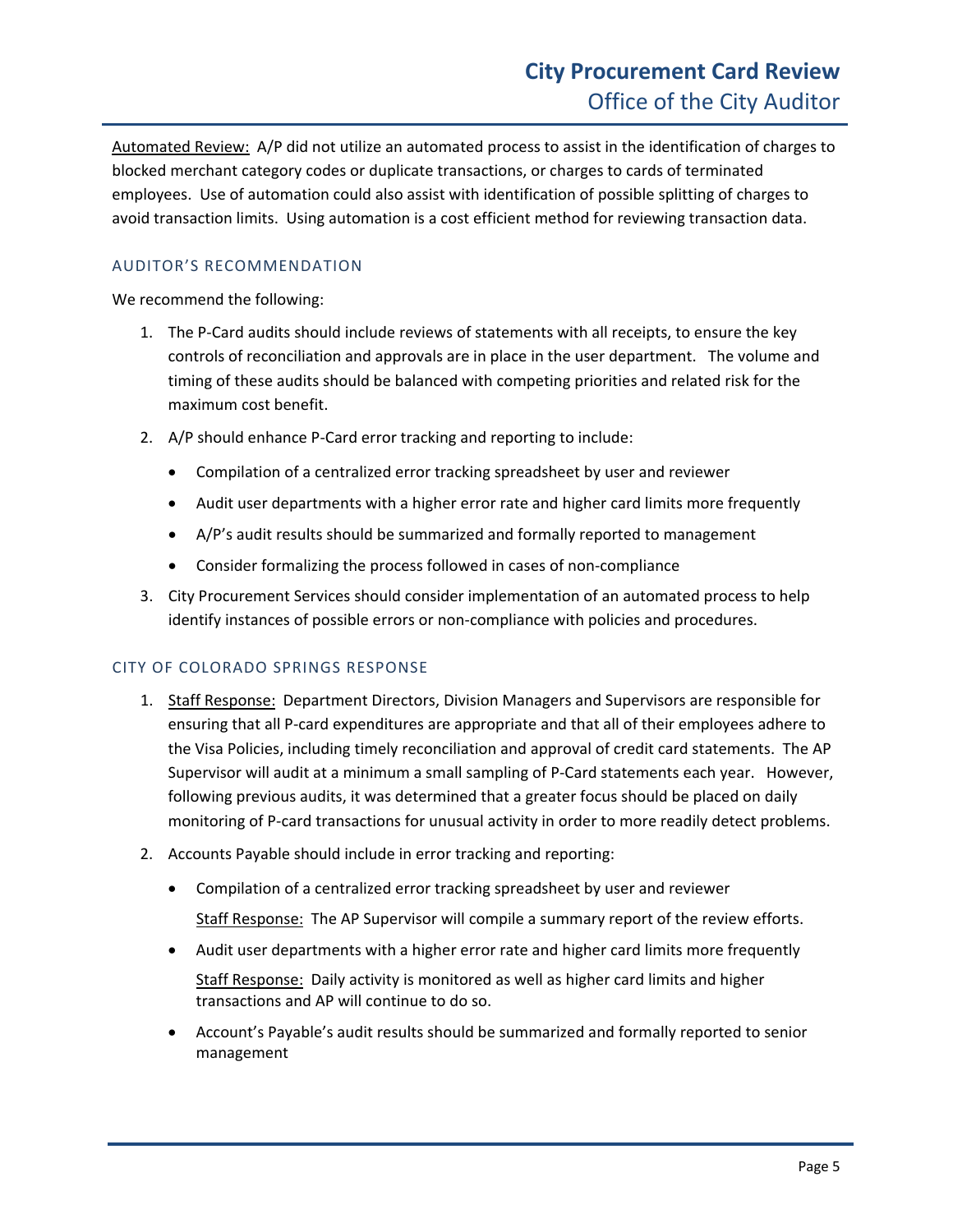Automated Review: A/P did not utilize an automated process to assist in the identification of charges to blocked merchant category codes or duplicate transactions, or charges to cards of terminated employees. Use of automation could also assist with identification of possible splitting of charges to avoid transaction limits. Using automation is a cost efficient method for reviewing transaction data.

### AUDITOR'S RECOMMENDATION

We recommend the following:

1. The P-Card audits should include reviews of statements with all receipts, to ensure the key controls of reconciliation and approvals are in place in the user department. The volume and timing of these audits should be balanced with competing priorities and related risk for the maximum cost benefit.
2. A/P should enhance P-Card error tracking and reporting to include:
   - Compilation of a centralized error tracking spreadsheet by user and reviewer
   - Audit user departments with a higher error rate and higher card limits more frequently
   - A/P's audit results should be summarized and formally reported to management
   - Consider formalizing the process followed in cases of non-compliance
3. City Procurement Services should consider implementation of an automated process to help identify instances of possible errors or non-compliance with policies and procedures.

### CITY OF COLORADO SPRINGS RESPONSE

1. Staff Response: Department Directors, Division Managers and Supervisors are responsible for ensuring that all P-card expenditures are appropriate and that all of their employees adhere to the Visa Policies, including timely reconciliation and approval of credit card statements. The AP Supervisor will audit at a minimum a small sampling of P-Card statements each year. However, following previous audits, it was determined that a greater focus should be placed on daily monitoring of P-card transactions for unusual activity in order to more readily detect problems.
2. Accounts Payable should include in error tracking and reporting:
   - Compilation of a centralized error tracking spreadsheet by user and reviewer

     Staff Response: The AP Supervisor will compile a summary report of the review efforts.
   - Audit user departments with a higher error rate and higher card limits more frequently

     Staff Response: Daily activity is monitored as well as higher card limits and higher transactions and AP will continue to do so.
   - Account's Payable's audit results should be summarized and formally reported to senior management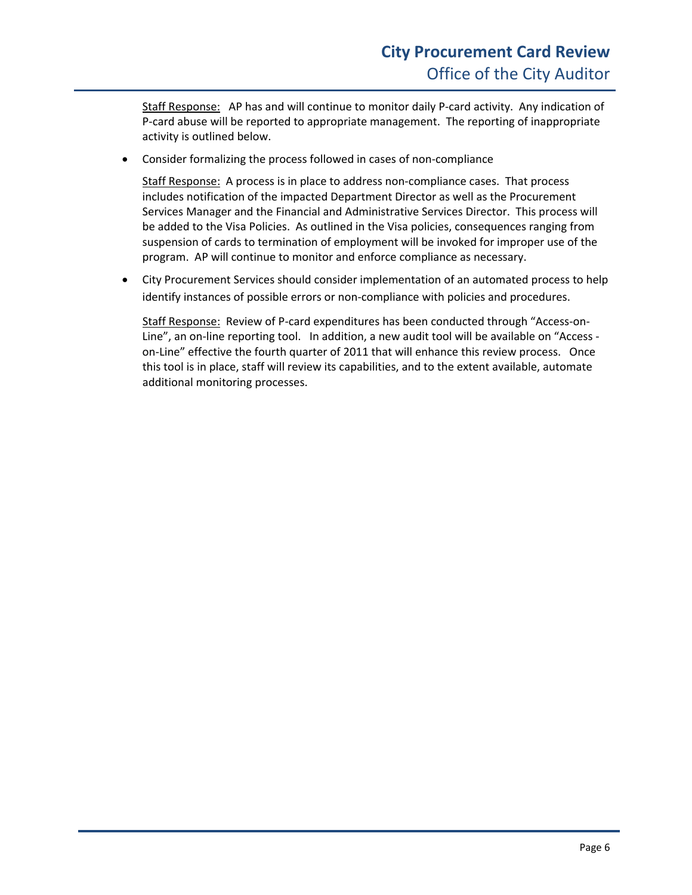Staff Response: AP has and will continue to monitor daily P-card activity. Any indication of P-card abuse will be reported to appropriate management. The reporting of inappropriate activity is outlined below.

- Consider formalizing the process followed in cases of non-compliance

  Staff Response: A process is in place to address non-compliance cases. That process includes notification of the impacted Department Director as well as the Procurement Services Manager and the Financial and Administrative Services Director. This process will be added to the Visa Policies. As outlined in the Visa policies, consequences ranging from suspension of cards to termination of employment will be invoked for improper use of the program. AP will continue to monitor and enforce compliance as necessary.

- City Procurement Services should consider implementation of an automated process to help identify instances of possible errors or non-compliance with policies and procedures.

  Staff Response: Review of P-card expenditures has been conducted through "Access-on-Line", an on-line reporting tool. In addition, a new audit tool will be available on "Access -on-Line" effective the fourth quarter of 2011 that will enhance this review process. Once this tool is in place, staff will review its capabilities, and to the extent available, automate additional monitoring processes.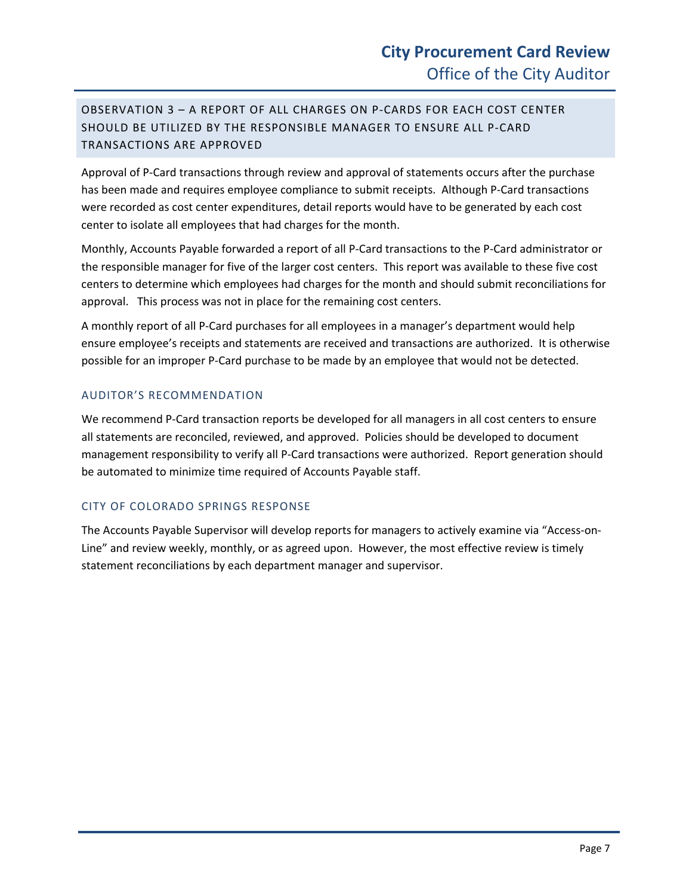## OBSERVATION 3 – A REPORT OF ALL CHARGES ON P-CARDS FOR EACH COST CENTER SHOULD BE UTILIZED BY THE RESPONSIBLE MANAGER TO ENSURE ALL P-CARD TRANSACTIONS ARE APPROVED

Approval of P-Card transactions through review and approval of statements occurs after the purchase has been made and requires employee compliance to submit receipts. Although P-Card transactions were recorded as cost center expenditures, detail reports would have to be generated by each cost center to isolate all employees that had charges for the month.

Monthly, Accounts Payable forwarded a report of all P-Card transactions to the P-Card administrator or the responsible manager for five of the larger cost centers. This report was available to these five cost centers to determine which employees had charges for the month and should submit reconciliations for approval. This process was not in place for the remaining cost centers.

A monthly report of all P-Card purchases for all employees in a manager's department would help ensure employee's receipts and statements are received and transactions are authorized. It is otherwise possible for an improper P-Card purchase to be made by an employee that would not be detected.

### AUDITOR'S RECOMMENDATION

We recommend P-Card transaction reports be developed for all managers in all cost centers to ensure all statements are reconciled, reviewed, and approved. Policies should be developed to document management responsibility to verify all P-Card transactions were authorized. Report generation should be automated to minimize time required of Accounts Payable staff.

### CITY OF COLORADO SPRINGS RESPONSE

The Accounts Payable Supervisor will develop reports for managers to actively examine via "Access-on-Line" and review weekly, monthly, or as agreed upon. However, the most effective review is timely statement reconciliations by each department manager and supervisor.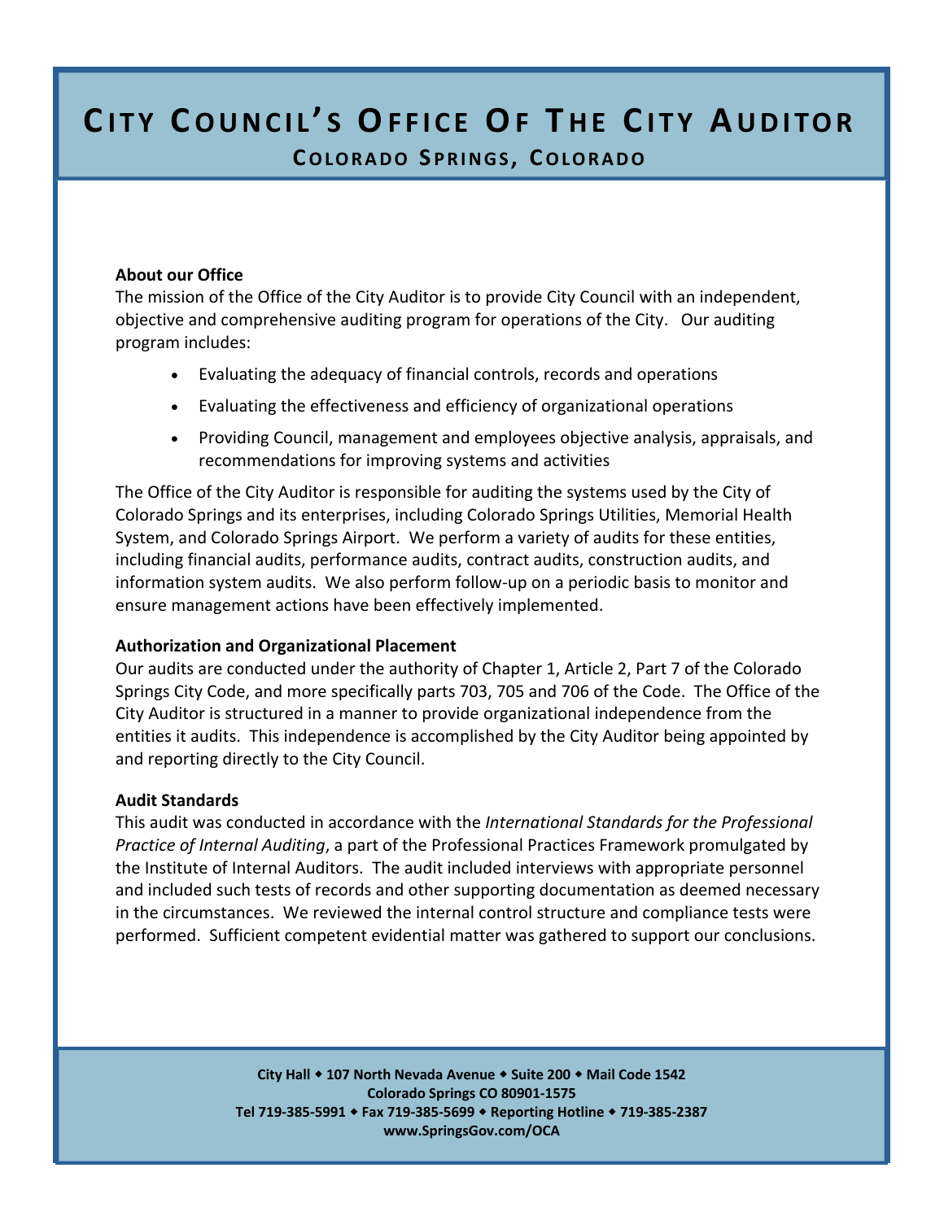# CITY COUNCIL'S OFFICE OF THE CITY AUDITOR

## COLORADO SPRINGS, COLORADO

**About our Office**

The mission of the Office of the City Auditor is to provide City Council with an independent, objective and comprehensive auditing program for operations of the City. Our auditing program includes:

- Evaluating the adequacy of financial controls, records and operations
- Evaluating the effectiveness and efficiency of organizational operations
- Providing Council, management and employees objective analysis, appraisals, and recommendations for improving systems and activities

The Office of the City Auditor is responsible for auditing the systems used by the City of Colorado Springs and its enterprises, including Colorado Springs Utilities, Memorial Health System, and Colorado Springs Airport. We perform a variety of audits for these entities, including financial audits, performance audits, contract audits, construction audits, and information system audits. We also perform follow-up on a periodic basis to monitor and ensure management actions have been effectively implemented.

**Authorization and Organizational Placement**

Our audits are conducted under the authority of Chapter 1, Article 2, Part 7 of the Colorado Springs City Code, and more specifically parts 703, 705 and 706 of the Code. The Office of the City Auditor is structured in a manner to provide organizational independence from the entities it audits. This independence is accomplished by the City Auditor being appointed by and reporting directly to the City Council.

**Audit Standards**

This audit was conducted in accordance with the *International Standards for the Professional Practice of Internal Auditing*, a part of the Professional Practices Framework promulgated by the Institute of Internal Auditors. The audit included interviews with appropriate personnel and included such tests of records and other supporting documentation as deemed necessary in the circumstances. We reviewed the internal control structure and compliance tests were performed. Sufficient competent evidential matter was gathered to support our conclusions.

**City Hall ◆ 107 North Nevada Avenue ◆ Suite 200 ◆ Mail Code 1542**
**Colorado Springs CO 80901-1575**
**Tel 719-385-5991 ◆ Fax 719-385-5699 ◆ Reporting Hotline ◆ 719-385-2387**
**www.SpringsGov.com/OCA**